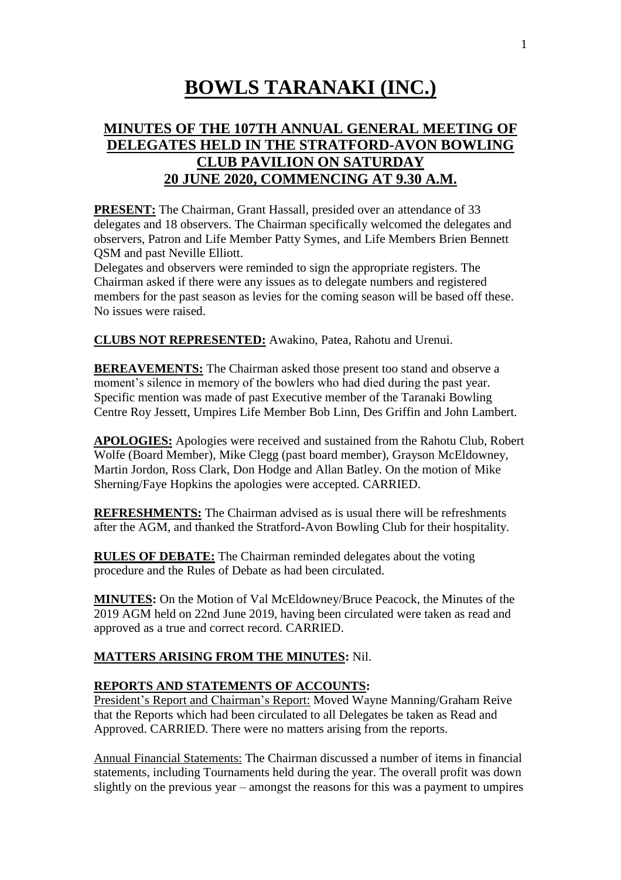# BOWLS TARANAKI (INC.)

## MINUTES OF THE 107TH ANNUAL GENERAL MEETING OF DELEGATES HELD IN THE STRATFORD-AVON BOWLING CLUB PAVILION ON SATURDAY 20 JUNE 2020, COMMENCING AT 9.30 A.M.

**PRESENT:** The Chairman, Grant Hassall, presided over an attendance of 33 delegates and 18 observers. The Chairman specifically welcomed the delegates and observers, Patron and Life Member Patty Symes, and Life Members Brien Bennett QSM and past Neville Elliott.

Delegates and observers were reminded to sign the appropriate registers. The Chairman asked if there were any issues as to delegate numbers and registered members for the past season as levies for the coming season will be based off these. No issues were raised.

**CLUBS NOT REPRESENTED:** Awakino, Patea, Rahotu and Urenui.

**BEREAVEMENTS:** The Chairman asked those present too stand and observe a moment's silence in memory of the bowlers who had died during the past year. Specific mention was made of past Executive member of the Taranaki Bowling Centre Roy Jessett, Umpires Life Member Bob Linn, Des Griffin and John Lambert.

**APOLOGIES:** Apologies were received and sustained from the Rahotu Club, Robert Wolfe (Board Member), Mike Clegg (past board member), Grayson McEldowney, Martin Jordon, Ross Clark, Don Hodge and Allan Batley. On the motion of Mike Sherning/Faye Hopkins the apologies were accepted. CARRIED.

**REFRESHMENTS:** The Chairman advised as is usual there will be refreshments after the AGM, and thanked the Stratford-Avon Bowling Club for their hospitality.

**RULES OF DEBATE:** The Chairman reminded delegates about the voting procedure and the Rules of Debate as had been circulated.

**MINUTES:** On the Motion of Val McEldowney/Bruce Peacock, the Minutes of the 2019 AGM held on 22nd June 2019, having been circulated were taken as read and approved as a true and correct record. CARRIED.

**MATTERS ARISING FROM THE MINUTES:** Nil.

**REPORTS AND STATEMENTS OF ACCOUNTS:**

President's Report and Chairman's Report: Moved Wayne Manning/Graham Reive that the Reports which had been circulated to all Delegates be taken as Read and Approved. CARRIED. There were no matters arising from the reports.

Annual Financial Statements: The Chairman discussed a number of items in financial statements, including Tournaments held during the year. The overall profit was down slightly on the previous year – amongst the reasons for this was a payment to umpires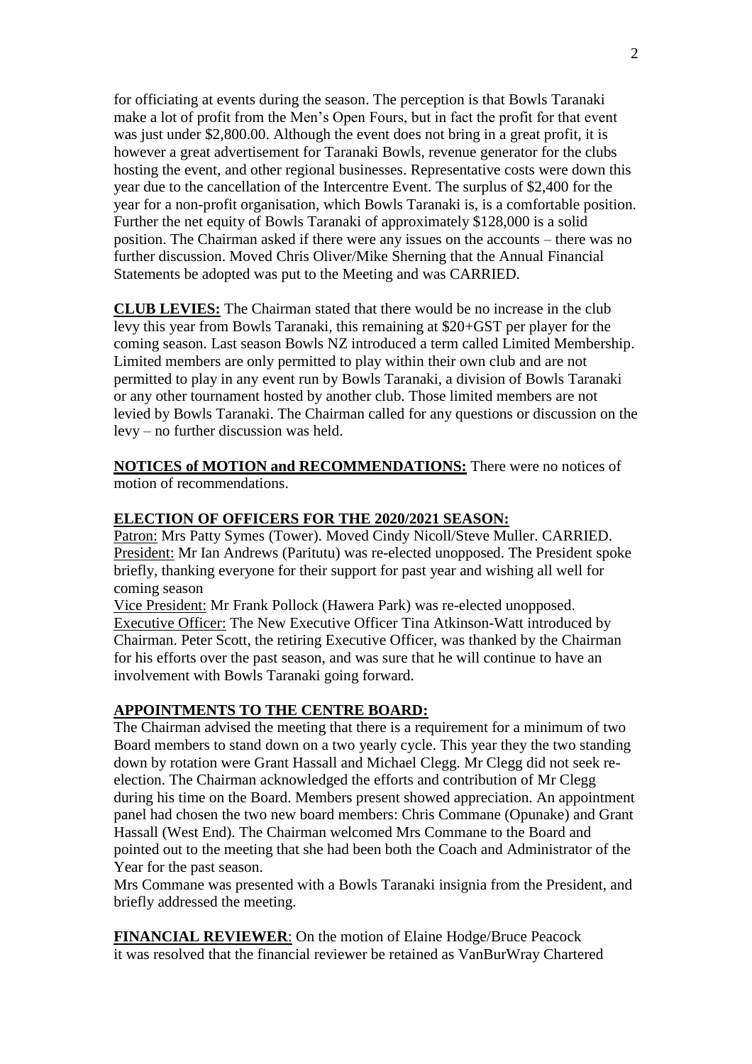for officiating at events during the season. The perception is that Bowls Taranaki make a lot of profit from the Men's Open Fours, but in fact the profit for that event was just under $2,800.00. Although the event does not bring in a great profit, it is however a great advertisement for Taranaki Bowls, revenue generator for the clubs hosting the event, and other regional businesses. Representative costs were down this year due to the cancellation of the Intercentre Event. The surplus of $2,400 for the year for a non-profit organisation, which Bowls Taranaki is, is a comfortable position. Further the net equity of Bowls Taranaki of approximately $128,000 is a solid position. The Chairman asked if there were any issues on the accounts – there was no further discussion. Moved Chris Oliver/Mike Sherning that the Annual Financial Statements be adopted was put to the Meeting and was CARRIED.

**CLUB LEVIES:** The Chairman stated that there would be no increase in the club levy this year from Bowls Taranaki, this remaining at $20+GST per player for the coming season. Last season Bowls NZ introduced a term called Limited Membership. Limited members are only permitted to play within their own club and are not permitted to play in any event run by Bowls Taranaki, a division of Bowls Taranaki or any other tournament hosted by another club. Those limited members are not levied by Bowls Taranaki. The Chairman called for any questions or discussion on the levy – no further discussion was held.

**NOTICES of MOTION and RECOMMENDATIONS:** There were no notices of motion of recommendations.

**ELECTION OF OFFICERS FOR THE 2020/2021 SEASON:**

Patron: Mrs Patty Symes (Tower). Moved Cindy Nicoll/Steve Muller. CARRIED.
President: Mr Ian Andrews (Paritutu) was re-elected unopposed. The President spoke briefly, thanking everyone for their support for past year and wishing all well for coming season
Vice President: Mr Frank Pollock (Hawera Park) was re-elected unopposed.
Executive Officer: The New Executive Officer Tina Atkinson-Watt introduced by Chairman. Peter Scott, the retiring Executive Officer, was thanked by the Chairman for his efforts over the past season, and was sure that he will continue to have an involvement with Bowls Taranaki going forward.

**APPOINTMENTS TO THE CENTRE BOARD:**

The Chairman advised the meeting that there is a requirement for a minimum of two Board members to stand down on a two yearly cycle. This year they the two standing down by rotation were Grant Hassall and Michael Clegg. Mr Clegg did not seek re-election. The Chairman acknowledged the efforts and contribution of Mr Clegg during his time on the Board. Members present showed appreciation. An appointment panel had chosen the two new board members: Chris Commane (Opunake) and Grant Hassall (West End). The Chairman welcomed Mrs Commane to the Board and pointed out to the meeting that she had been both the Coach and Administrator of the Year for the past season.
Mrs Commane was presented with a Bowls Taranaki insignia from the President, and briefly addressed the meeting.

**FINANCIAL REVIEWER**: On the motion of Elaine Hodge/Bruce Peacock it was resolved that the financial reviewer be retained as VanBurWray Chartered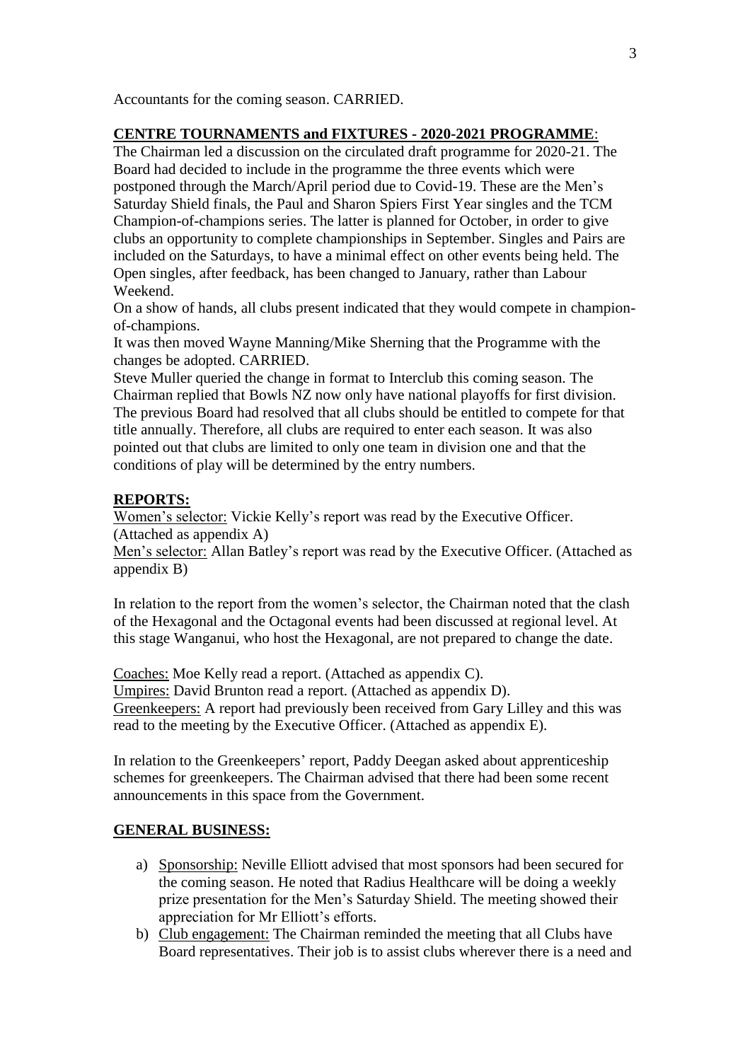Accountants for the coming season. CARRIED.

**CENTRE TOURNAMENTS and FIXTURES - 2020-2021 PROGRAMME**:

The Chairman led a discussion on the circulated draft programme for 2020-21. The Board had decided to include in the programme the three events which were postponed through the March/April period due to Covid-19. These are the Men's Saturday Shield finals, the Paul and Sharon Spiers First Year singles and the TCM Champion-of-champions series. The latter is planned for October, in order to give clubs an opportunity to complete championships in September. Singles and Pairs are included on the Saturdays, to have a minimal effect on other events being held. The Open singles, after feedback, has been changed to January, rather than Labour Weekend.

On a show of hands, all clubs present indicated that they would compete in champion-of-champions.

It was then moved Wayne Manning/Mike Sherning that the Programme with the changes be adopted. CARRIED.

Steve Muller queried the change in format to Interclub this coming season. The Chairman replied that Bowls NZ now only have national playoffs for first division. The previous Board had resolved that all clubs should be entitled to compete for that title annually. Therefore, all clubs are required to enter each season. It was also pointed out that clubs are limited to only one team in division one and that the conditions of play will be determined by the entry numbers.

**REPORTS:**

Women's selector: Vickie Kelly's report was read by the Executive Officer. (Attached as appendix A)

Men's selector: Allan Batley's report was read by the Executive Officer. (Attached as appendix B)

In relation to the report from the women's selector, the Chairman noted that the clash of the Hexagonal and the Octagonal events had been discussed at regional level. At this stage Wanganui, who host the Hexagonal, are not prepared to change the date.

Coaches: Moe Kelly read a report. (Attached as appendix C).

Umpires: David Brunton read a report. (Attached as appendix D).

Greenkeepers: A report had previously been received from Gary Lilley and this was read to the meeting by the Executive Officer. (Attached as appendix E).

In relation to the Greenkeepers' report, Paddy Deegan asked about apprenticeship schemes for greenkeepers. The Chairman advised that there had been some recent announcements in this space from the Government.

**GENERAL BUSINESS:**

a) Sponsorship: Neville Elliott advised that most sponsors had been secured for the coming season. He noted that Radius Healthcare will be doing a weekly prize presentation for the Men's Saturday Shield. The meeting showed their appreciation for Mr Elliott's efforts.
b) Club engagement: The Chairman reminded the meeting that all Clubs have Board representatives. Their job is to assist clubs wherever there is a need and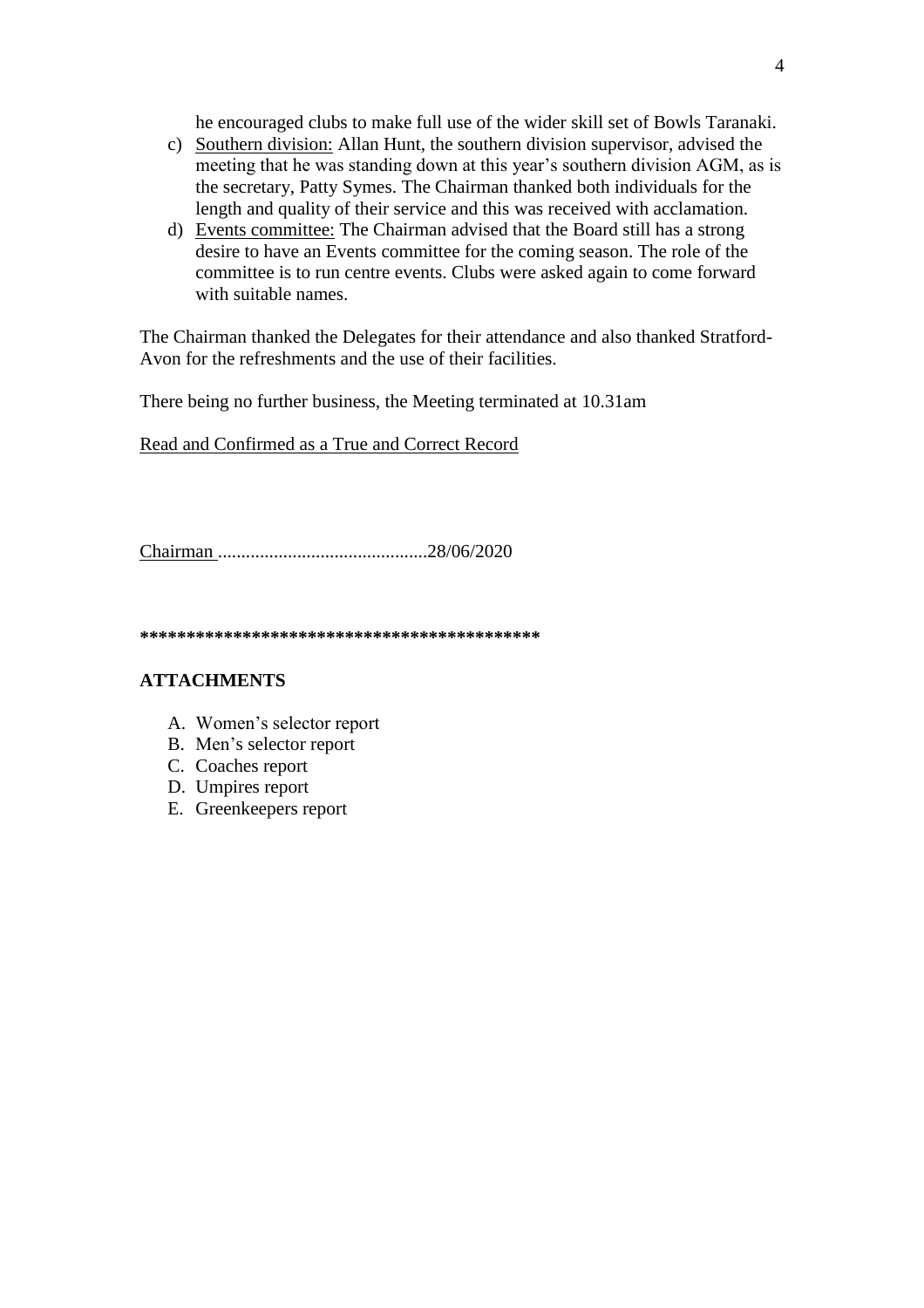he encouraged clubs to make full use of the wider skill set of Bowls Taranaki.

c) Southern division: Allan Hunt, the southern division supervisor, advised the meeting that he was standing down at this year's southern division AGM, as is the secretary, Patty Symes. The Chairman thanked both individuals for the length and quality of their service and this was received with acclamation.

d) Events committee: The Chairman advised that the Board still has a strong desire to have an Events committee for the coming season. The role of the committee is to run centre events. Clubs were asked again to come forward with suitable names.

The Chairman thanked the Delegates for their attendance and also thanked Stratford-Avon for the refreshments and the use of their facilities.

There being no further business, the Meeting terminated at 10.31am

Read and Confirmed as a True and Correct Record

Chairman ............................................28/06/2020

*******************************************

**ATTACHMENTS**

A. Women's selector report
B. Men's selector report
C. Coaches report
D. Umpires report
E. Greenkeepers report